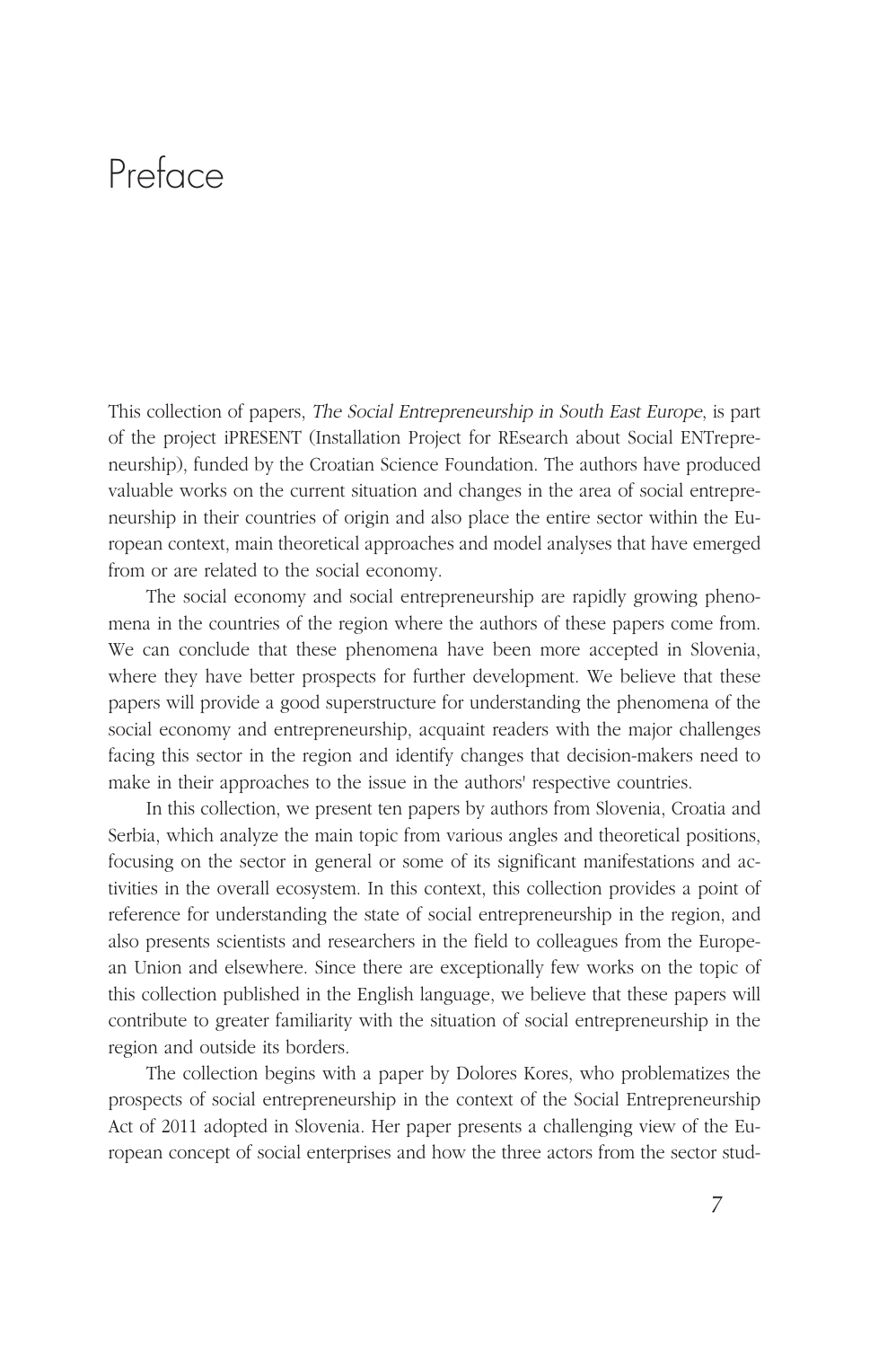# Preface

This collection of papers, *The Social Entrepreneurship in South East Europe*, is part of the project iPRESENT (Installation Project for REsearch about Social ENTrepreneurship), funded by the Croatian Science Foundation. The authors have produced valuable works on the current situation and changes in the area of social entrepreneurship in their countries of origin and also place the entire sector within the European context, main theoretical approaches and model analyses that have emerged from or are related to the social economy.

The social economy and social entrepreneurship are rapidly growing phenomena in the countries of the region where the authors of these papers come from. We can conclude that these phenomena have been more accepted in Slovenia, where they have better prospects for further development. We believe that these papers will provide a good superstructure for understanding the phenomena of the social economy and entrepreneurship, acquaint readers with the major challenges facing this sector in the region and identify changes that decision-makers need to make in their approaches to the issue in the authors' respective countries.

In this collection, we present ten papers by authors from Slovenia, Croatia and Serbia, which analyze the main topic from various angles and theoretical positions, focusing on the sector in general or some of its significant manifestations and activities in the overall ecosystem. In this context, this collection provides a point of reference for understanding the state of social entrepreneurship in the region, and also presents scientists and researchers in the field to colleagues from the European Union and elsewhere. Since there are exceptionally few works on the topic of this collection published in the English language, we believe that these papers will contribute to greater familiarity with the situation of social entrepreneurship in the region and outside its borders.

The collection begins with a paper by Dolores Kores, who problematizes the prospects of social entrepreneurship in the context of the Social Entrepreneurship Act of 2011 adopted in Slovenia. Her paper presents a challenging view of the European concept of social enterprises and how the three actors from the sector stud-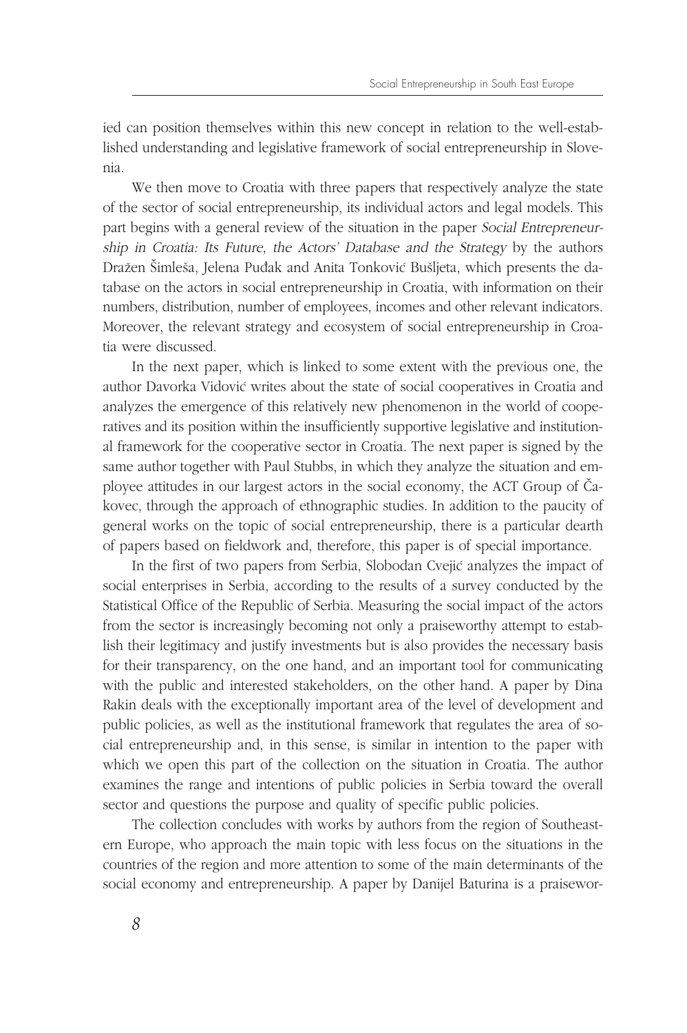ied can position themselves within this new concept in relation to the well-established understanding and legislative framework of social entrepreneurship in Slovenia.

We then move to Croatia with three papers that respectively analyze the state of the sector of social entrepreneurship, its individual actors and legal models. This part begins with a general review of the situation in the paper *Social Entrepreneurship in Croatia: Its Future, the Actors' Database and the Strategy* by the authors Dražen Šimleša, Jelena Puđak and Anita Tonković Bušljeta, which presents the database on the actors in social entrepreneurship in Croatia, with information on their numbers, distribution, number of employees, incomes and other relevant indicators. Moreover, the relevant strategy and ecosystem of social entrepreneurship in Croatia were discussed.

In the next paper, which is linked to some extent with the previous one, the author Davorka Vidović writes about the state of social cooperatives in Croatia and analyzes the emergence of this relatively new phenomenon in the world of cooperatives and its position within the insufficiently supportive legislative and institutional framework for the cooperative sector in Croatia. The next paper is signed by the same author together with Paul Stubbs, in which they analyze the situation and employee attitudes in our largest actors in the social economy, the ACT Group of Čakovec, through the approach of ethnographic studies. In addition to the paucity of general works on the topic of social entrepreneurship, there is a particular dearth of papers based on fieldwork and, therefore, this paper is of special importance.

In the first of two papers from Serbia, Slobodan Cvejić analyzes the impact of social enterprises in Serbia, according to the results of a survey conducted by the Statistical Office of the Republic of Serbia. Measuring the social impact of the actors from the sector is increasingly becoming not only a praiseworthy attempt to establish their legitimacy and justify investments but is also provides the necessary basis for their transparency, on the one hand, and an important tool for communicating with the public and interested stakeholders, on the other hand. A paper by Dina Rakin deals with the exceptionally important area of the level of development and public policies, as well as the institutional framework that regulates the area of social entrepreneurship and, in this sense, is similar in intention to the paper with which we open this part of the collection on the situation in Croatia. The author examines the range and intentions of public policies in Serbia toward the overall sector and questions the purpose and quality of specific public policies.

The collection concludes with works by authors from the region of Southeastern Europe, who approach the main topic with less focus on the situations in the countries of the region and more attention to some of the main determinants of the social economy and entrepreneurship. A paper by Danijel Baturina is a praisewor-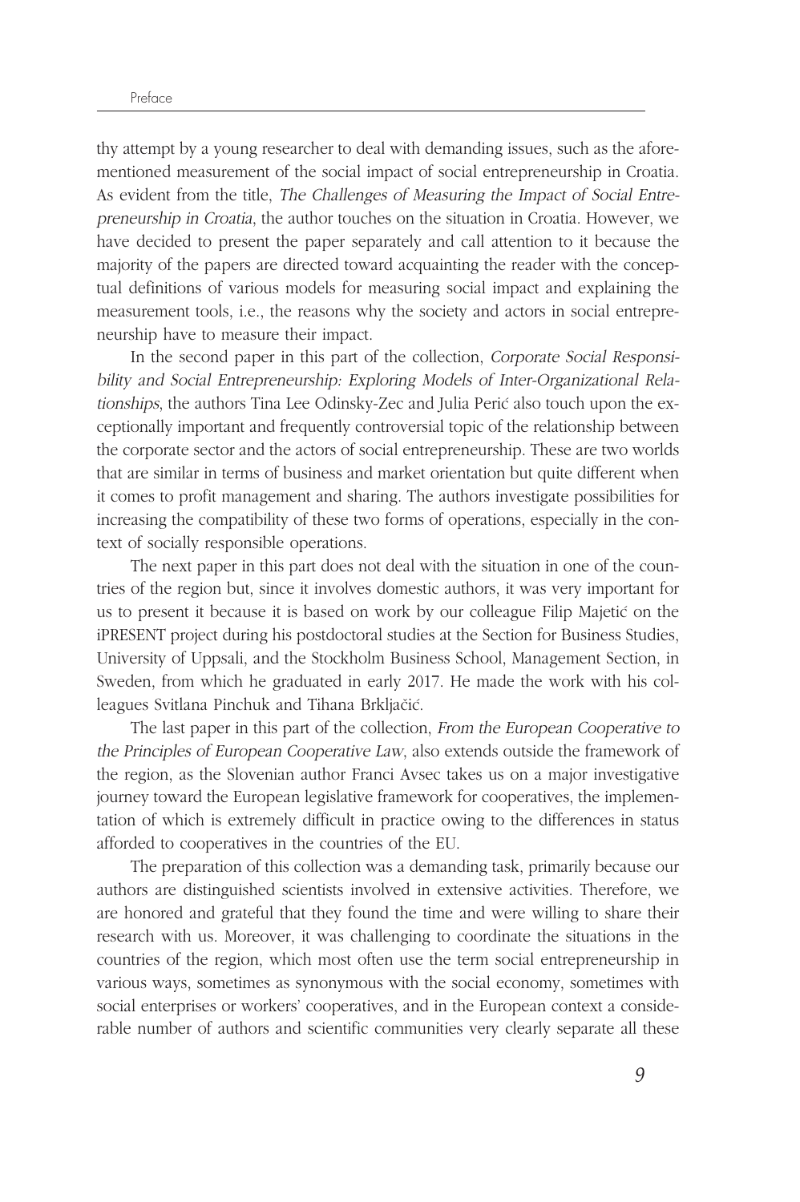thy attempt by a young researcher to deal with demanding issues, such as the aforementioned measurement of the social impact of social entrepreneurship in Croatia. As evident from the title, *The Challenges of Measuring the Impact of Social Entrepreneurship in Croatia*, the author touches on the situation in Croatia. However, we have decided to present the paper separately and call attention to it because the majority of the papers are directed toward acquainting the reader with the conceptual definitions of various models for measuring social impact and explaining the measurement tools, i.e., the reasons why the society and actors in social entrepreneurship have to measure their impact.

In the second paper in this part of the collection, *Corporate Social Responsibility and Social Entrepreneurship: Exploring Models of Inter-Organizational Relationships*, the authors Tina Lee Odinsky-Zec and Julia Perić also touch upon the exceptionally important and frequently controversial topic of the relationship between the corporate sector and the actors of social entrepreneurship. These are two worlds that are similar in terms of business and market orientation but quite different when it comes to profit management and sharing. The authors investigate possibilities for increasing the compatibility of these two forms of operations, especially in the context of socially responsible operations.

The next paper in this part does not deal with the situation in one of the countries of the region but, since it involves domestic authors, it was very important for us to present it because it is based on work by our colleague Filip Majetić on the iPRESENT project during his postdoctoral studies at the Section for Business Studies, University of Uppsali, and the Stockholm Business School, Management Section, in Sweden, from which he graduated in early 2017. He made the work with his colleagues Svitlana Pinchuk and Tihana Brkljačić.

The last paper in this part of the collection, *From the European Cooperative to the Principles of European Cooperative Law*, also extends outside the framework of the region, as the Slovenian author Franci Avsec takes us on a major investigative journey toward the European legislative framework for cooperatives, the implementation of which is extremely difficult in practice owing to the differences in status afforded to cooperatives in the countries of the EU.

The preparation of this collection was a demanding task, primarily because our authors are distinguished scientists involved in extensive activities. Therefore, we are honored and grateful that they found the time and were willing to share their research with us. Moreover, it was challenging to coordinate the situations in the countries of the region, which most often use the term social entrepreneurship in various ways, sometimes as synonymous with the social economy, sometimes with social enterprises or workers' cooperatives, and in the European context a considerable number of authors and scientific communities very clearly separate all these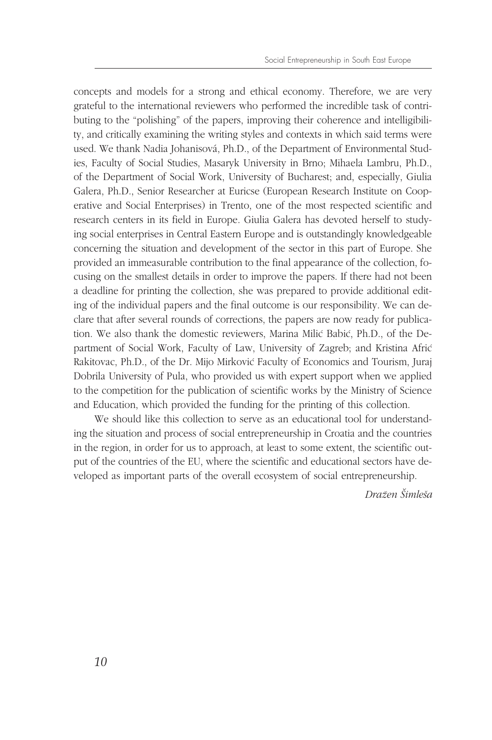concepts and models for a strong and ethical economy. Therefore, we are very grateful to the international reviewers who performed the incredible task of contributing to the "polishing" of the papers, improving their coherence and intelligibility, and critically examining the writing styles and contexts in which said terms were used. We thank Nadia Johanisová, Ph.D., of the Department of Environmental Studies, Faculty of Social Studies, Masaryk University in Brno; Mihaela Lambru, Ph.D., of the Department of Social Work, University of Bucharest; and, especially, Giulia Galera, Ph.D., Senior Researcher at Euricse (European Research Institute on Cooperative and Social Enterprises) in Trento, one of the most respected scientific and research centers in its field in Europe. Giulia Galera has devoted herself to studying social enterprises in Central Eastern Europe and is outstandingly knowledgeable concerning the situation and development of the sector in this part of Europe. She provided an immeasurable contribution to the final appearance of the collection, focusing on the smallest details in order to improve the papers. If there had not been a deadline for printing the collection, she was prepared to provide additional editing of the individual papers and the final outcome is our responsibility. We can declare that after several rounds of corrections, the papers are now ready for publication. We also thank the domestic reviewers, Marina Milić Babić, Ph.D., of the Department of Social Work, Faculty of Law, University of Zagreb; and Kristina Afrić Rakitovac, Ph.D., of the Dr. Mijo Mirković Faculty of Economics and Tourism, Juraj Dobrila University of Pula, who provided us with expert support when we applied to the competition for the publication of scientific works by the Ministry of Science and Education, which provided the funding for the printing of this collection.

We should like this collection to serve as an educational tool for understanding the situation and process of social entrepreneurship in Croatia and the countries in the region, in order for us to approach, at least to some extent, the scientific output of the countries of the EU, where the scientific and educational sectors have developed as important parts of the overall ecosystem of social entrepreneurship.

*Dražen Šimleša*